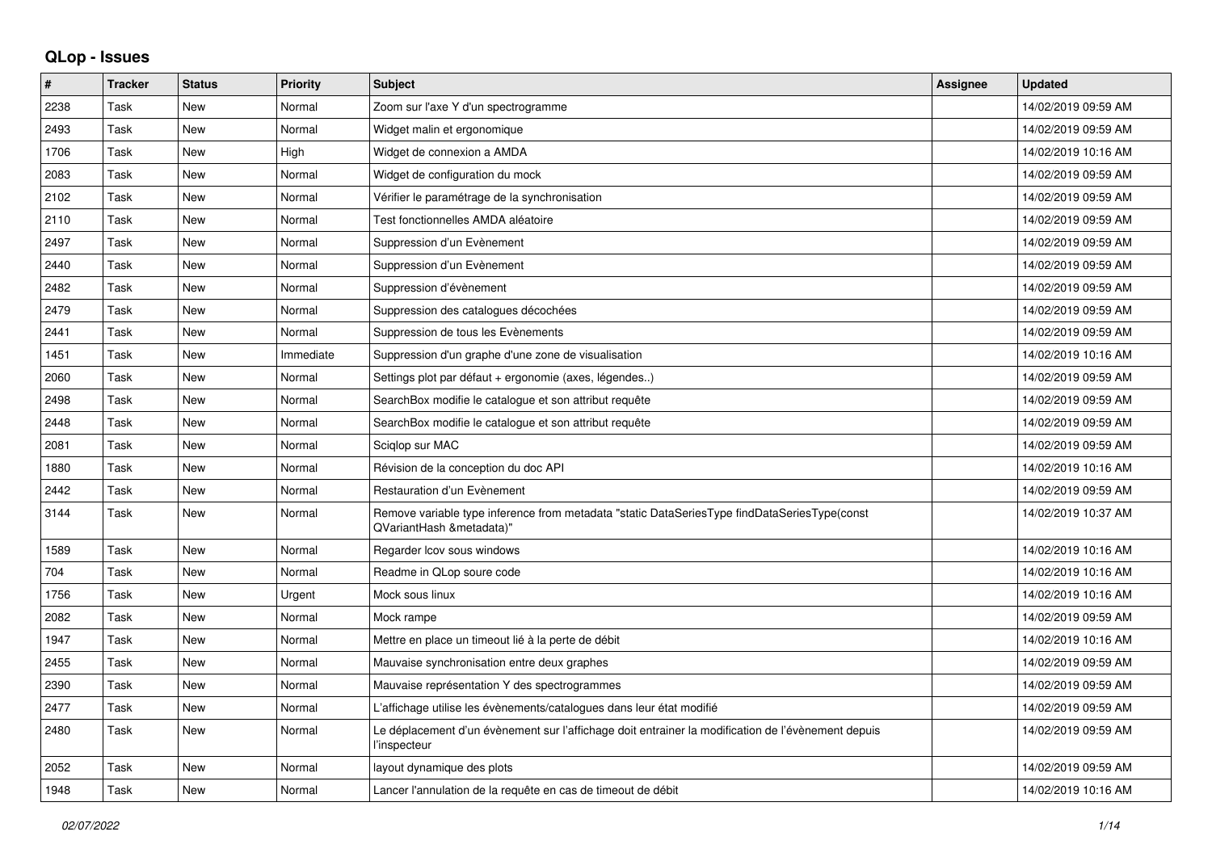## QLop - Issues

| # | Tracker | Status | Priority | Subject | Assignee | Updated |
|---|---|---|---|---|---|---|
| 2238 | Task | New | Normal | Zoom sur l'axe Y d'un spectrogramme | | 14/02/2019 09:59 AM |
| 2493 | Task | New | Normal | Widget malin et ergonomique | | 14/02/2019 09:59 AM |
| 1706 | Task | New | High | Widget de connexion a AMDA | | 14/02/2019 10:16 AM |
| 2083 | Task | New | Normal | Widget de configuration du mock | | 14/02/2019 09:59 AM |
| 2102 | Task | New | Normal | Vérifier le paramétrage de la synchronisation | | 14/02/2019 09:59 AM |
| 2110 | Task | New | Normal | Test fonctionnelles AMDA aléatoire | | 14/02/2019 09:59 AM |
| 2497 | Task | New | Normal | Suppression d'un Evènement | | 14/02/2019 09:59 AM |
| 2440 | Task | New | Normal | Suppression d'un Evènement | | 14/02/2019 09:59 AM |
| 2482 | Task | New | Normal | Suppression d'évènement | | 14/02/2019 09:59 AM |
| 2479 | Task | New | Normal | Suppression des catalogues décochées | | 14/02/2019 09:59 AM |
| 2441 | Task | New | Normal | Suppression de tous les Evènements | | 14/02/2019 09:59 AM |
| 1451 | Task | New | Immediate | Suppression d'un graphe d'une zone de visualisation | | 14/02/2019 10:16 AM |
| 2060 | Task | New | Normal | Settings plot par défaut + ergonomie (axes, légendes..) | | 14/02/2019 09:59 AM |
| 2498 | Task | New | Normal | SearchBox modifie le catalogue et son attribut requête | | 14/02/2019 09:59 AM |
| 2448 | Task | New | Normal | SearchBox modifie le catalogue et son attribut requête | | 14/02/2019 09:59 AM |
| 2081 | Task | New | Normal | Sciqlop sur MAC | | 14/02/2019 09:59 AM |
| 1880 | Task | New | Normal | Révision de la conception du doc API | | 14/02/2019 10:16 AM |
| 2442 | Task | New | Normal | Restauration d'un Evènement | | 14/02/2019 09:59 AM |
| 3144 | Task | New | Normal | Remove variable type inference from metadata "static DataSeriesType findDataSeriesType(const QVariantHash &metadata)" | | 14/02/2019 10:37 AM |
| 1589 | Task | New | Normal | Regarder lcov sous windows | | 14/02/2019 10:16 AM |
| 704 | Task | New | Normal | Readme in QLop soure code | | 14/02/2019 10:16 AM |
| 1756 | Task | New | Urgent | Mock sous linux | | 14/02/2019 10:16 AM |
| 2082 | Task | New | Normal | Mock rampe | | 14/02/2019 09:59 AM |
| 1947 | Task | New | Normal | Mettre en place un timeout lié à la perte de débit | | 14/02/2019 10:16 AM |
| 2455 | Task | New | Normal | Mauvaise synchronisation entre deux graphes | | 14/02/2019 09:59 AM |
| 2390 | Task | New | Normal | Mauvaise représentation Y des spectrogrammes | | 14/02/2019 09:59 AM |
| 2477 | Task | New | Normal | L'affichage utilise les évènements/catalogues dans leur état modifié | | 14/02/2019 09:59 AM |
| 2480 | Task | New | Normal | Le déplacement d'un évènement sur l'affichage doit entrainer la modification de l'évènement depuis l'inspecteur | | 14/02/2019 09:59 AM |
| 2052 | Task | New | Normal | layout dynamique des plots | | 14/02/2019 09:59 AM |
| 1948 | Task | New | Normal | Lancer l'annulation de la requête en cas de timeout de débit | | 14/02/2019 10:16 AM |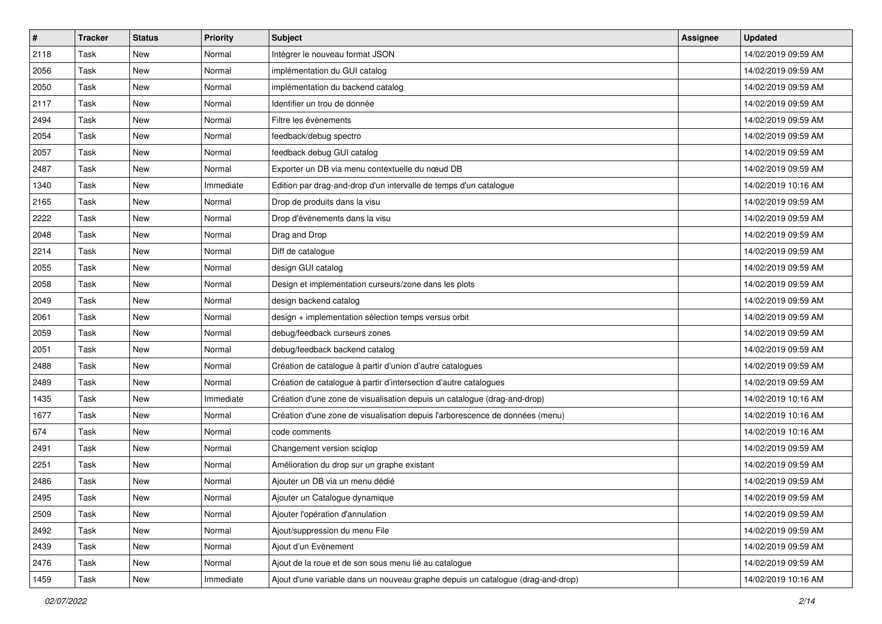| # | Tracker | Status | Priority | Subject | Assignee | Updated |
|---|---|---|---|---|---|---|
| 2118 | Task | New | Normal | Intégrer le nouveau format JSON | | 14/02/2019 09:59 AM |
| 2056 | Task | New | Normal | implémentation du GUI catalog | | 14/02/2019 09:59 AM |
| 2050 | Task | New | Normal | implémentation du backend catalog | | 14/02/2019 09:59 AM |
| 2117 | Task | New | Normal | Identifier un trou de donnée | | 14/02/2019 09:59 AM |
| 2494 | Task | New | Normal | Filtre les évènements | | 14/02/2019 09:59 AM |
| 2054 | Task | New | Normal | feedback/debug spectro | | 14/02/2019 09:59 AM |
| 2057 | Task | New | Normal | feedback debug GUI catalog | | 14/02/2019 09:59 AM |
| 2487 | Task | New | Normal | Exporter un DB via menu contextuelle du nœud DB | | 14/02/2019 09:59 AM |
| 1340 | Task | New | Immediate | Edition par drag-and-drop d'un intervalle de temps d'un catalogue | | 14/02/2019 10:16 AM |
| 2165 | Task | New | Normal | Drop de produits dans la visu | | 14/02/2019 09:59 AM |
| 2222 | Task | New | Normal | Drop d'évènements dans la visu | | 14/02/2019 09:59 AM |
| 2048 | Task | New | Normal | Drag and Drop | | 14/02/2019 09:59 AM |
| 2214 | Task | New | Normal | Diff de catalogue | | 14/02/2019 09:59 AM |
| 2055 | Task | New | Normal | design GUI catalog | | 14/02/2019 09:59 AM |
| 2058 | Task | New | Normal | Design et implementation curseurs/zone dans les plots | | 14/02/2019 09:59 AM |
| 2049 | Task | New | Normal | design backend catalog | | 14/02/2019 09:59 AM |
| 2061 | Task | New | Normal | design + implementation sélection temps versus orbit | | 14/02/2019 09:59 AM |
| 2059 | Task | New | Normal | debug/feedback curseurs zones | | 14/02/2019 09:59 AM |
| 2051 | Task | New | Normal | debug/feedback backend catalog | | 14/02/2019 09:59 AM |
| 2488 | Task | New | Normal | Création de catalogue à partir d'union d'autre catalogues | | 14/02/2019 09:59 AM |
| 2489 | Task | New | Normal | Création de catalogue à partir d'intersection d'autre catalogues | | 14/02/2019 09:59 AM |
| 1435 | Task | New | Immediate | Création d'une zone de visualisation depuis un catalogue (drag-and-drop) | | 14/02/2019 10:16 AM |
| 1677 | Task | New | Normal | Création d'une zone de visualisation depuis l'arborescence de données (menu) | | 14/02/2019 10:16 AM |
| 674 | Task | New | Normal | code comments | | 14/02/2019 10:16 AM |
| 2491 | Task | New | Normal | Changement version sciqlop | | 14/02/2019 09:59 AM |
| 2251 | Task | New | Normal | Amélioration du drop sur un graphe existant | | 14/02/2019 09:59 AM |
| 2486 | Task | New | Normal | Ajouter un DB via un menu dédié | | 14/02/2019 09:59 AM |
| 2495 | Task | New | Normal | Ajouter un Catalogue dynamique | | 14/02/2019 09:59 AM |
| 2509 | Task | New | Normal | Ajouter l'opération d'annulation | | 14/02/2019 09:59 AM |
| 2492 | Task | New | Normal | Ajout/suppression du menu File | | 14/02/2019 09:59 AM |
| 2439 | Task | New | Normal | Ajout d'un Evènement | | 14/02/2019 09:59 AM |
| 2476 | Task | New | Normal | Ajout de la roue et de son sous menu lié au catalogue | | 14/02/2019 09:59 AM |
| 1459 | Task | New | Immediate | Ajout d'une variable dans un nouveau graphe depuis un catalogue (drag-and-drop) | | 14/02/2019 10:16 AM |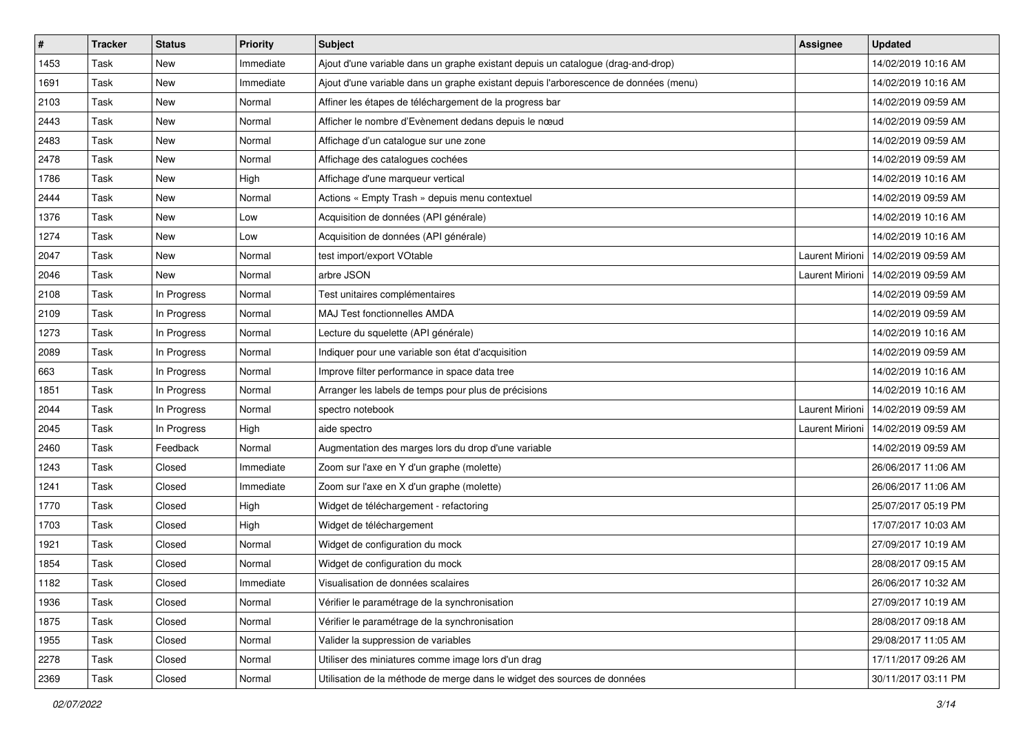| # | Tracker | Status | Priority | Subject | Assignee | Updated |
|---|---|---|---|---|---|---|
| 1453 | Task | New | Immediate | Ajout d'une variable dans un graphe existant depuis un catalogue (drag-and-drop) | | 14/02/2019 10:16 AM |
| 1691 | Task | New | Immediate | Ajout d'une variable dans un graphe existant depuis l'arborescence de données (menu) | | 14/02/2019 10:16 AM |
| 2103 | Task | New | Normal | Affiner les étapes de téléchargement de la progress bar | | 14/02/2019 09:59 AM |
| 2443 | Task | New | Normal | Afficher le nombre d'Evènement dedans depuis le nœud | | 14/02/2019 09:59 AM |
| 2483 | Task | New | Normal | Affichage d'un catalogue sur une zone | | 14/02/2019 09:59 AM |
| 2478 | Task | New | Normal | Affichage des catalogues cochées | | 14/02/2019 09:59 AM |
| 1786 | Task | New | High | Affichage d'une marqueur vertical | | 14/02/2019 10:16 AM |
| 2444 | Task | New | Normal | Actions « Empty Trash » depuis menu contextuel | | 14/02/2019 09:59 AM |
| 1376 | Task | New | Low | Acquisition de données (API générale) | | 14/02/2019 10:16 AM |
| 1274 | Task | New | Low | Acquisition de données (API générale) | | 14/02/2019 10:16 AM |
| 2047 | Task | New | Normal | test import/export VOtable | Laurent Mirioni | 14/02/2019 09:59 AM |
| 2046 | Task | New | Normal | arbre JSON | Laurent Mirioni | 14/02/2019 09:59 AM |
| 2108 | Task | In Progress | Normal | Test unitaires complémentaires | | 14/02/2019 09:59 AM |
| 2109 | Task | In Progress | Normal | MAJ Test fonctionnelles AMDA | | 14/02/2019 09:59 AM |
| 1273 | Task | In Progress | Normal | Lecture du squelette (API générale) | | 14/02/2019 10:16 AM |
| 2089 | Task | In Progress | Normal | Indiquer pour une variable son état d'acquisition | | 14/02/2019 09:59 AM |
| 663 | Task | In Progress | Normal | Improve filter performance in space data tree | | 14/02/2019 10:16 AM |
| 1851 | Task | In Progress | Normal | Arranger les labels de temps pour plus de précisions | | 14/02/2019 10:16 AM |
| 2044 | Task | In Progress | Normal | spectro notebook | Laurent Mirioni | 14/02/2019 09:59 AM |
| 2045 | Task | In Progress | High | aide spectro | Laurent Mirioni | 14/02/2019 09:59 AM |
| 2460 | Task | Feedback | Normal | Augmentation des marges lors du drop d'une variable | | 14/02/2019 09:59 AM |
| 1243 | Task | Closed | Immediate | Zoom sur l'axe en Y d'un graphe (molette) | | 26/06/2017 11:06 AM |
| 1241 | Task | Closed | Immediate | Zoom sur l'axe en X d'un graphe (molette) | | 26/06/2017 11:06 AM |
| 1770 | Task | Closed | High | Widget de téléchargement - refactoring | | 25/07/2017 05:19 PM |
| 1703 | Task | Closed | High | Widget de téléchargement | | 17/07/2017 10:03 AM |
| 1921 | Task | Closed | Normal | Widget de configuration du mock | | 27/09/2017 10:19 AM |
| 1854 | Task | Closed | Normal | Widget de configuration du mock | | 28/08/2017 09:15 AM |
| 1182 | Task | Closed | Immediate | Visualisation de données scalaires | | 26/06/2017 10:32 AM |
| 1936 | Task | Closed | Normal | Vérifier le paramétrage de la synchronisation | | 27/09/2017 10:19 AM |
| 1875 | Task | Closed | Normal | Vérifier le paramétrage de la synchronisation | | 28/08/2017 09:18 AM |
| 1955 | Task | Closed | Normal | Valider la suppression de variables | | 29/08/2017 11:05 AM |
| 2278 | Task | Closed | Normal | Utiliser des miniatures comme image lors d'un drag | | 17/11/2017 09:26 AM |
| 2369 | Task | Closed | Normal | Utilisation de la méthode de merge dans le widget des sources de données | | 30/11/2017 03:11 PM |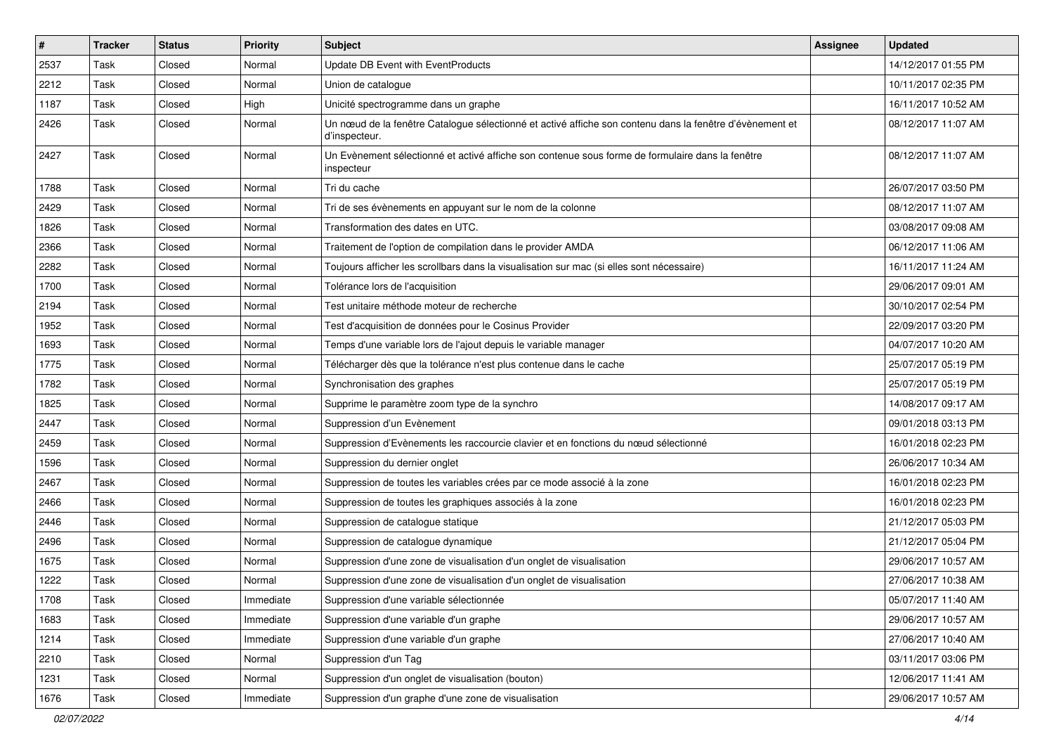| # | Tracker | Status | Priority | Subject | Assignee | Updated |
|---|---|---|---|---|---|---|
| 2537 | Task | Closed | Normal | Update DB Event with EventProducts | | 14/12/2017 01:55 PM |
| 2212 | Task | Closed | Normal | Union de catalogue | | 10/11/2017 02:35 PM |
| 1187 | Task | Closed | High | Unicité spectrogramme dans un graphe | | 16/11/2017 10:52 AM |
| 2426 | Task | Closed | Normal | Un nœud de la fenêtre Catalogue sélectionné et activé affiche son contenu dans la fenêtre d'évènement et d'inspecteur. | | 08/12/2017 11:07 AM |
| 2427 | Task | Closed | Normal | Un Evènement sélectionné et activé affiche son contenue sous forme de formulaire dans la fenêtre inspecteur | | 08/12/2017 11:07 AM |
| 1788 | Task | Closed | Normal | Tri du cache | | 26/07/2017 03:50 PM |
| 2429 | Task | Closed | Normal | Tri de ses évènements en appuyant sur le nom de la colonne | | 08/12/2017 11:07 AM |
| 1826 | Task | Closed | Normal | Transformation des dates en UTC. | | 03/08/2017 09:08 AM |
| 2366 | Task | Closed | Normal | Traitement de l'option de compilation dans le provider AMDA | | 06/12/2017 11:06 AM |
| 2282 | Task | Closed | Normal | Toujours afficher les scrollbars dans la visualisation sur mac (si elles sont nécessaire) | | 16/11/2017 11:24 AM |
| 1700 | Task | Closed | Normal | Tolérance lors de l'acquisition | | 29/06/2017 09:01 AM |
| 2194 | Task | Closed | Normal | Test unitaire méthode moteur de recherche | | 30/10/2017 02:54 PM |
| 1952 | Task | Closed | Normal | Test d'acquisition de données pour le Cosinus Provider | | 22/09/2017 03:20 PM |
| 1693 | Task | Closed | Normal | Temps d'une variable lors de l'ajout depuis le variable manager | | 04/07/2017 10:20 AM |
| 1775 | Task | Closed | Normal | Télécharger dès que la tolérance n'est plus contenue dans le cache | | 25/07/2017 05:19 PM |
| 1782 | Task | Closed | Normal | Synchronisation des graphes | | 25/07/2017 05:19 PM |
| 1825 | Task | Closed | Normal | Supprime le paramètre zoom type de la synchro | | 14/08/2017 09:17 AM |
| 2447 | Task | Closed | Normal | Suppression d'un Evènement | | 09/01/2018 03:13 PM |
| 2459 | Task | Closed | Normal | Suppression d'Evènements les raccourcie clavier et en fonctions du nœud sélectionné | | 16/01/2018 02:23 PM |
| 1596 | Task | Closed | Normal | Suppression du dernier onglet | | 26/06/2017 10:34 AM |
| 2467 | Task | Closed | Normal | Suppression de toutes les variables crées par ce mode associé à la zone | | 16/01/2018 02:23 PM |
| 2466 | Task | Closed | Normal | Suppression de toutes les graphiques associés à la zone | | 16/01/2018 02:23 PM |
| 2446 | Task | Closed | Normal | Suppression de catalogue statique | | 21/12/2017 05:03 PM |
| 2496 | Task | Closed | Normal | Suppression de catalogue dynamique | | 21/12/2017 05:04 PM |
| 1675 | Task | Closed | Normal | Suppression d'une zone de visualisation d'un onglet de visualisation | | 29/06/2017 10:57 AM |
| 1222 | Task | Closed | Normal | Suppression d'une zone de visualisation d'un onglet de visualisation | | 27/06/2017 10:38 AM |
| 1708 | Task | Closed | Immediate | Suppression d'une variable sélectionnée | | 05/07/2017 11:40 AM |
| 1683 | Task | Closed | Immediate | Suppression d'une variable d'un graphe | | 29/06/2017 10:57 AM |
| 1214 | Task | Closed | Immediate | Suppression d'une variable d'un graphe | | 27/06/2017 10:40 AM |
| 2210 | Task | Closed | Normal | Suppression d'un Tag | | 03/11/2017 03:06 PM |
| 1231 | Task | Closed | Normal | Suppression d'un onglet de visualisation (bouton) | | 12/06/2017 11:41 AM |
| 1676 | Task | Closed | Immediate | Suppression d'un graphe d'une zone de visualisation | | 29/06/2017 10:57 AM |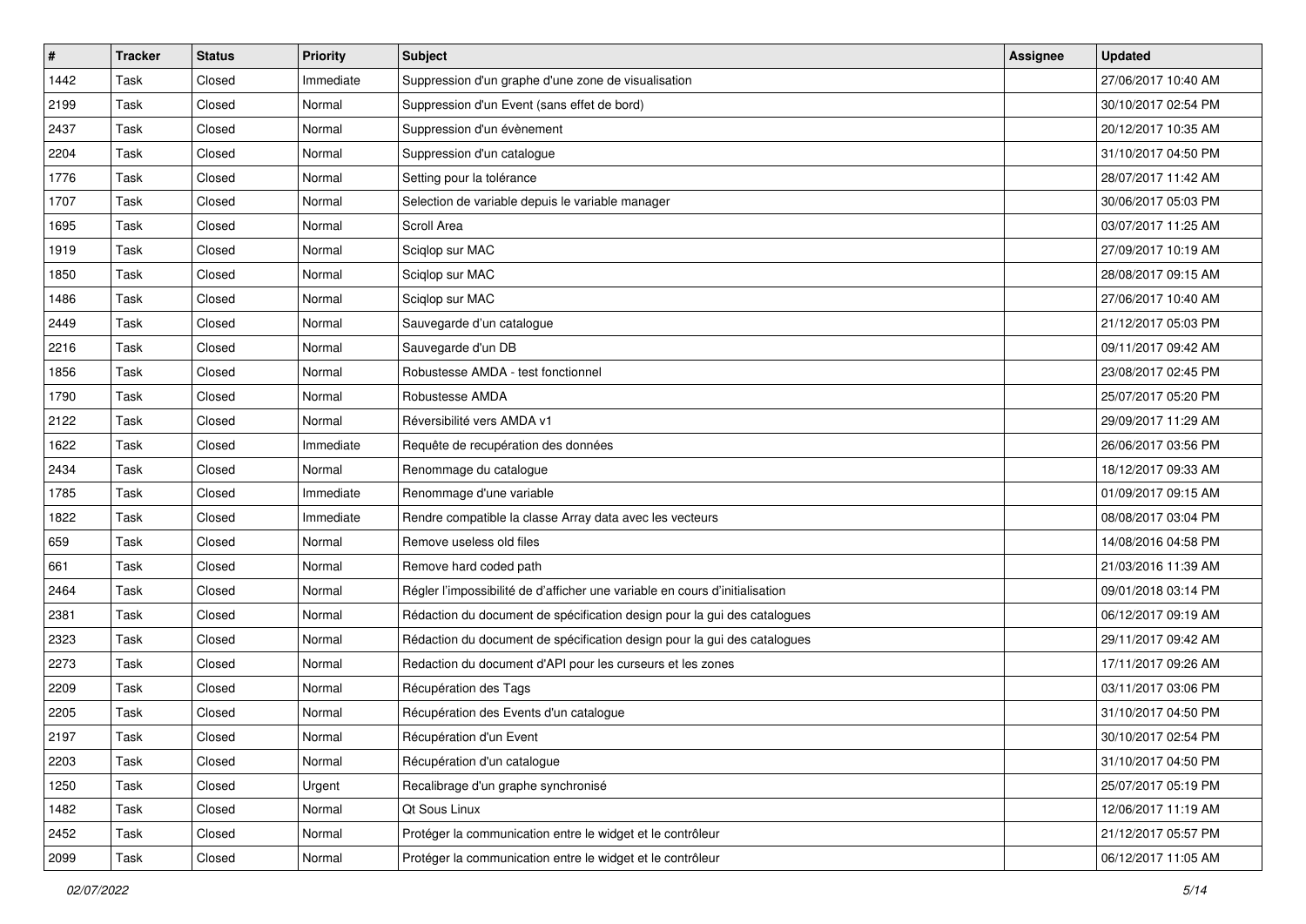| # | Tracker | Status | Priority | Subject | Assignee | Updated |
|---|---|---|---|---|---|---|
| 1442 | Task | Closed | Immediate | Suppression d'un graphe d'une zone de visualisation | | 27/06/2017 10:40 AM |
| 2199 | Task | Closed | Normal | Suppression d'un Event (sans effet de bord) | | 30/10/2017 02:54 PM |
| 2437 | Task | Closed | Normal | Suppression d'un évènement | | 20/12/2017 10:35 AM |
| 2204 | Task | Closed | Normal | Suppression d'un catalogue | | 31/10/2017 04:50 PM |
| 1776 | Task | Closed | Normal | Setting pour la tolérance | | 28/07/2017 11:42 AM |
| 1707 | Task | Closed | Normal | Selection de variable depuis le variable manager | | 30/06/2017 05:03 PM |
| 1695 | Task | Closed | Normal | Scroll Area | | 03/07/2017 11:25 AM |
| 1919 | Task | Closed | Normal | Sciqlop sur MAC | | 27/09/2017 10:19 AM |
| 1850 | Task | Closed | Normal | Sciqlop sur MAC | | 28/08/2017 09:15 AM |
| 1486 | Task | Closed | Normal | Sciqlop sur MAC | | 27/06/2017 10:40 AM |
| 2449 | Task | Closed | Normal | Sauvegarde d'un catalogue | | 21/12/2017 05:03 PM |
| 2216 | Task | Closed | Normal | Sauvegarde d'un DB | | 09/11/2017 09:42 AM |
| 1856 | Task | Closed | Normal | Robustesse AMDA - test fonctionnel | | 23/08/2017 02:45 PM |
| 1790 | Task | Closed | Normal | Robustesse AMDA | | 25/07/2017 05:20 PM |
| 2122 | Task | Closed | Normal | Réversibilité vers AMDA v1 | | 29/09/2017 11:29 AM |
| 1622 | Task | Closed | Immediate | Requête de recupération des données | | 26/06/2017 03:56 PM |
| 2434 | Task | Closed | Normal | Renommage du catalogue | | 18/12/2017 09:33 AM |
| 1785 | Task | Closed | Immediate | Renommage d'une variable | | 01/09/2017 09:15 AM |
| 1822 | Task | Closed | Immediate | Rendre compatible la classe Array data avec les vecteurs | | 08/08/2017 03:04 PM |
| 659 | Task | Closed | Normal | Remove useless old files | | 14/08/2016 04:58 PM |
| 661 | Task | Closed | Normal | Remove hard coded path | | 21/03/2016 11:39 AM |
| 2464 | Task | Closed | Normal | Régler l'impossibilité de d'afficher une variable en cours d'initialisation | | 09/01/2018 03:14 PM |
| 2381 | Task | Closed | Normal | Rédaction du document de spécification design pour la gui des catalogues | | 06/12/2017 09:19 AM |
| 2323 | Task | Closed | Normal | Rédaction du document de spécification design pour la gui des catalogues | | 29/11/2017 09:42 AM |
| 2273 | Task | Closed | Normal | Redaction du document d'API pour les curseurs et les zones | | 17/11/2017 09:26 AM |
| 2209 | Task | Closed | Normal | Récupération des Tags | | 03/11/2017 03:06 PM |
| 2205 | Task | Closed | Normal | Récupération des Events d'un catalogue | | 31/10/2017 04:50 PM |
| 2197 | Task | Closed | Normal | Récupération d'un Event | | 30/10/2017 02:54 PM |
| 2203 | Task | Closed | Normal | Récupération d'un catalogue | | 31/10/2017 04:50 PM |
| 1250 | Task | Closed | Urgent | Recalibrage d'un graphe synchronisé | | 25/07/2017 05:19 PM |
| 1482 | Task | Closed | Normal | Qt Sous Linux | | 12/06/2017 11:19 AM |
| 2452 | Task | Closed | Normal | Protéger la communication entre le widget et le contrôleur | | 21/12/2017 05:57 PM |
| 2099 | Task | Closed | Normal | Protéger la communication entre le widget et le contrôleur | | 06/12/2017 11:05 AM |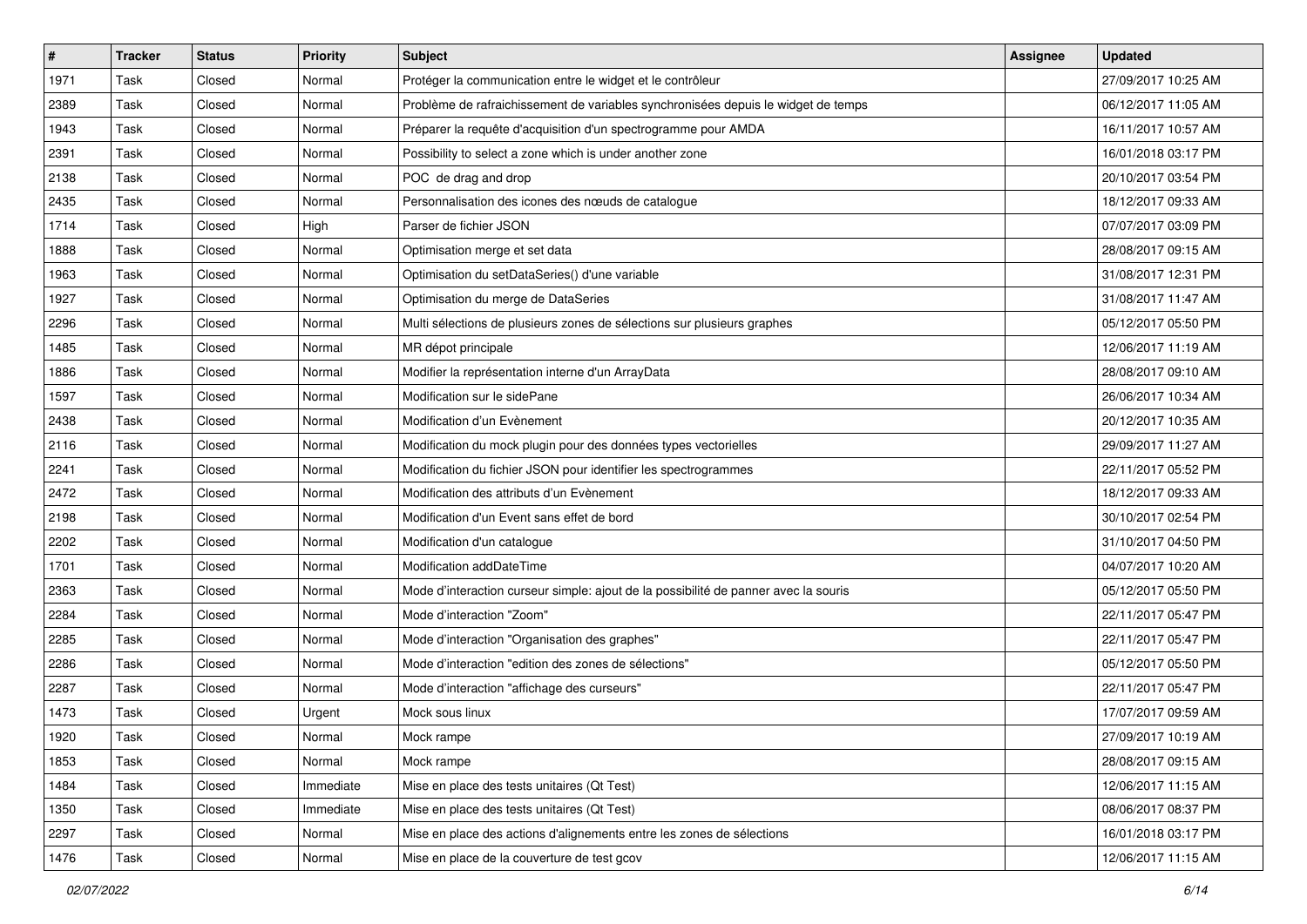| # | Tracker | Status | Priority | Subject | Assignee | Updated |
|---|---|---|---|---|---|---|
| 1971 | Task | Closed | Normal | Protéger la communication entre le widget et le contrôleur | | 27/09/2017 10:25 AM |
| 2389 | Task | Closed | Normal | Problème de rafraichissement de variables synchronisées depuis le widget de temps | | 06/12/2017 11:05 AM |
| 1943 | Task | Closed | Normal | Préparer la requête d'acquisition d'un spectrogramme pour AMDA | | 16/11/2017 10:57 AM |
| 2391 | Task | Closed | Normal | Possibility to select a zone which is under another zone | | 16/01/2018 03:17 PM |
| 2138 | Task | Closed | Normal | POC de drag and drop | | 20/10/2017 03:54 PM |
| 2435 | Task | Closed | Normal | Personnalisation des icones des nœuds de catalogue | | 18/12/2017 09:33 AM |
| 1714 | Task | Closed | High | Parser de fichier JSON | | 07/07/2017 03:09 PM |
| 1888 | Task | Closed | Normal | Optimisation merge et set data | | 28/08/2017 09:15 AM |
| 1963 | Task | Closed | Normal | Optimisation du setDataSeries() d'une variable | | 31/08/2017 12:31 PM |
| 1927 | Task | Closed | Normal | Optimisation du merge de DataSeries | | 31/08/2017 11:47 AM |
| 2296 | Task | Closed | Normal | Multi sélections de plusieurs zones de sélections sur plusieurs graphes | | 05/12/2017 05:50 PM |
| 1485 | Task | Closed | Normal | MR dépot principale | | 12/06/2017 11:19 AM |
| 1886 | Task | Closed | Normal | Modifier la représentation interne d'un ArrayData | | 28/08/2017 09:10 AM |
| 1597 | Task | Closed | Normal | Modification sur le sidePane | | 26/06/2017 10:34 AM |
| 2438 | Task | Closed | Normal | Modification d'un Evènement | | 20/12/2017 10:35 AM |
| 2116 | Task | Closed | Normal | Modification du mock plugin pour des données types vectorielles | | 29/09/2017 11:27 AM |
| 2241 | Task | Closed | Normal | Modification du fichier JSON pour identifier les spectrogrammes | | 22/11/2017 05:52 PM |
| 2472 | Task | Closed | Normal | Modification des attributs d'un Evènement | | 18/12/2017 09:33 AM |
| 2198 | Task | Closed | Normal | Modification d'un Event sans effet de bord | | 30/10/2017 02:54 PM |
| 2202 | Task | Closed | Normal | Modification d'un catalogue | | 31/10/2017 04:50 PM |
| 1701 | Task | Closed | Normal | Modification addDateTime | | 04/07/2017 10:20 AM |
| 2363 | Task | Closed | Normal | Mode d'interaction curseur simple: ajout de la possibilité de panner avec la souris | | 05/12/2017 05:50 PM |
| 2284 | Task | Closed | Normal | Mode d'interaction "Zoom" | | 22/11/2017 05:47 PM |
| 2285 | Task | Closed | Normal | Mode d'interaction "Organisation des graphes" | | 22/11/2017 05:47 PM |
| 2286 | Task | Closed | Normal | Mode d'interaction "edition des zones de sélections" | | 05/12/2017 05:50 PM |
| 2287 | Task | Closed | Normal | Mode d'interaction "affichage des curseurs" | | 22/11/2017 05:47 PM |
| 1473 | Task | Closed | Urgent | Mock sous linux | | 17/07/2017 09:59 AM |
| 1920 | Task | Closed | Normal | Mock rampe | | 27/09/2017 10:19 AM |
| 1853 | Task | Closed | Normal | Mock rampe | | 28/08/2017 09:15 AM |
| 1484 | Task | Closed | Immediate | Mise en place des tests unitaires (Qt Test) | | 12/06/2017 11:15 AM |
| 1350 | Task | Closed | Immediate | Mise en place des tests unitaires (Qt Test) | | 08/06/2017 08:37 PM |
| 2297 | Task | Closed | Normal | Mise en place des actions d'alignements entre les zones de sélections | | 16/01/2018 03:17 PM |
| 1476 | Task | Closed | Normal | Mise en place de la couverture de test gcov | | 12/06/2017 11:15 AM |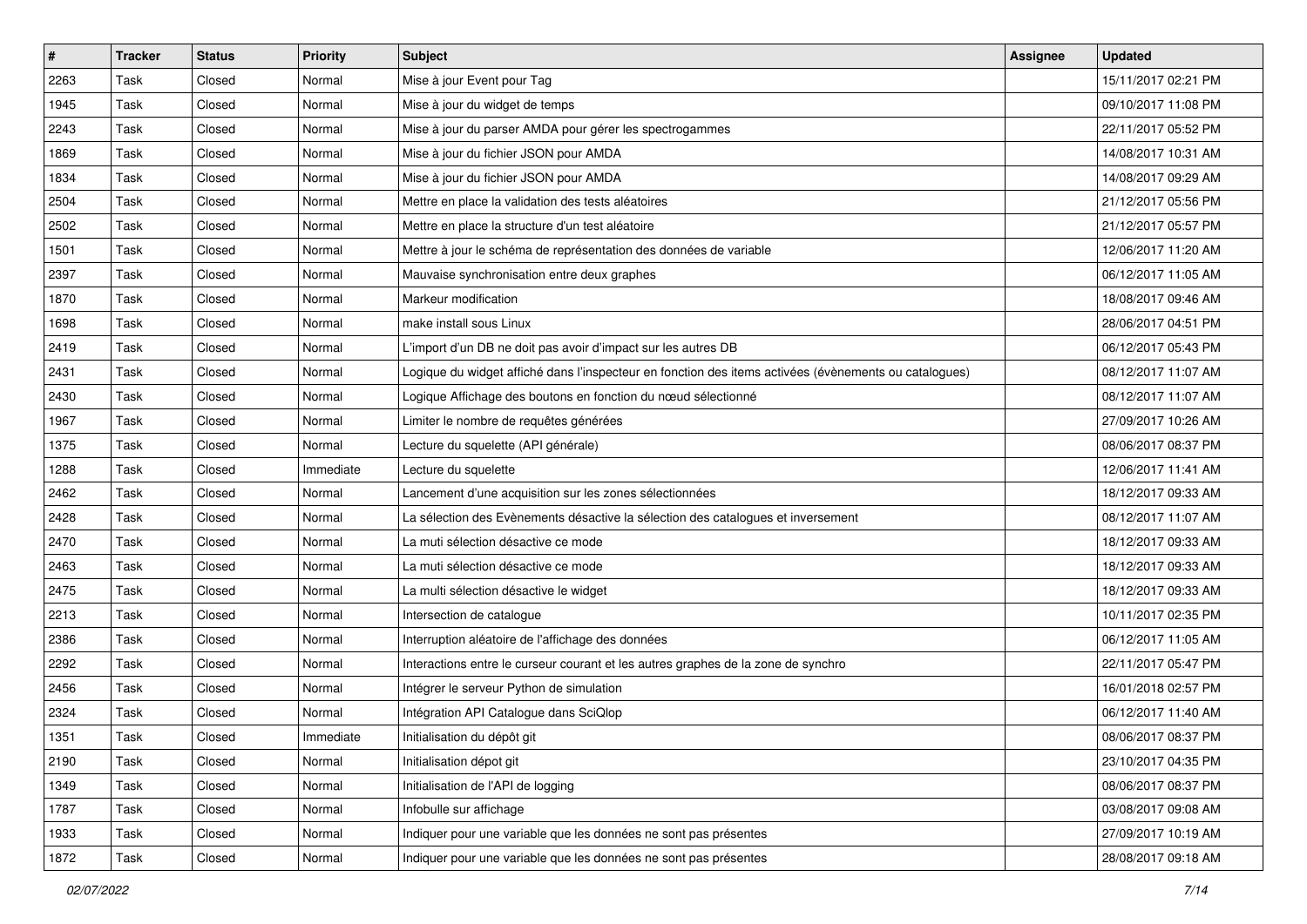| # | Tracker | Status | Priority | Subject | Assignee | Updated |
|---|---|---|---|---|---|---|
| 2263 | Task | Closed | Normal | Mise à jour Event pour Tag | | 15/11/2017 02:21 PM |
| 1945 | Task | Closed | Normal | Mise à jour du widget de temps | | 09/10/2017 11:08 PM |
| 2243 | Task | Closed | Normal | Mise à jour du parser AMDA pour gérer les spectrogammes | | 22/11/2017 05:52 PM |
| 1869 | Task | Closed | Normal | Mise à jour du fichier JSON pour AMDA | | 14/08/2017 10:31 AM |
| 1834 | Task | Closed | Normal | Mise à jour du fichier JSON pour AMDA | | 14/08/2017 09:29 AM |
| 2504 | Task | Closed | Normal | Mettre en place la validation des tests aléatoires | | 21/12/2017 05:56 PM |
| 2502 | Task | Closed | Normal | Mettre en place la structure d'un test aléatoire | | 21/12/2017 05:57 PM |
| 1501 | Task | Closed | Normal | Mettre à jour le schéma de représentation des données de variable | | 12/06/2017 11:20 AM |
| 2397 | Task | Closed | Normal | Mauvaise synchronisation entre deux graphes | | 06/12/2017 11:05 AM |
| 1870 | Task | Closed | Normal | Markeur modification | | 18/08/2017 09:46 AM |
| 1698 | Task | Closed | Normal | make install sous Linux | | 28/06/2017 04:51 PM |
| 2419 | Task | Closed | Normal | L'import d'un DB ne doit pas avoir d'impact sur les autres DB | | 06/12/2017 05:43 PM |
| 2431 | Task | Closed | Normal | Logique du widget affiché dans l'inspecteur en fonction des items activées (évènements ou catalogues) | | 08/12/2017 11:07 AM |
| 2430 | Task | Closed | Normal | Logique Affichage des boutons en fonction du nœud sélectionné | | 08/12/2017 11:07 AM |
| 1967 | Task | Closed | Normal | Limiter le nombre de requêtes générées | | 27/09/2017 10:26 AM |
| 1375 | Task | Closed | Normal | Lecture du squelette (API générale) | | 08/06/2017 08:37 PM |
| 1288 | Task | Closed | Immediate | Lecture du squelette | | 12/06/2017 11:41 AM |
| 2462 | Task | Closed | Normal | Lancement d'une acquisition sur les zones sélectionnées | | 18/12/2017 09:33 AM |
| 2428 | Task | Closed | Normal | La sélection des Evènements désactive la sélection des catalogues et inversement | | 08/12/2017 11:07 AM |
| 2470 | Task | Closed | Normal | La muti sélection désactive ce mode | | 18/12/2017 09:33 AM |
| 2463 | Task | Closed | Normal | La muti sélection désactive ce mode | | 18/12/2017 09:33 AM |
| 2475 | Task | Closed | Normal | La multi sélection désactive le widget | | 18/12/2017 09:33 AM |
| 2213 | Task | Closed | Normal | Intersection de catalogue | | 10/11/2017 02:35 PM |
| 2386 | Task | Closed | Normal | Interruption aléatoire de l'affichage des données | | 06/12/2017 11:05 AM |
| 2292 | Task | Closed | Normal | Interactions entre le curseur courant et les autres graphes de la zone de synchro | | 22/11/2017 05:47 PM |
| 2456 | Task | Closed | Normal | Intégrer le serveur Python de simulation | | 16/01/2018 02:57 PM |
| 2324 | Task | Closed | Normal | Intégration API Catalogue dans SciQlop | | 06/12/2017 11:40 AM |
| 1351 | Task | Closed | Immediate | Initialisation du dépôt git | | 08/06/2017 08:37 PM |
| 2190 | Task | Closed | Normal | Initialisation dépot git | | 23/10/2017 04:35 PM |
| 1349 | Task | Closed | Normal | Initialisation de l'API de logging | | 08/06/2017 08:37 PM |
| 1787 | Task | Closed | Normal | Infobulle sur affichage | | 03/08/2017 09:08 AM |
| 1933 | Task | Closed | Normal | Indiquer pour une variable que les données ne sont pas présentes | | 27/09/2017 10:19 AM |
| 1872 | Task | Closed | Normal | Indiquer pour une variable que les données ne sont pas présentes | | 28/08/2017 09:18 AM |

*02/07/2022*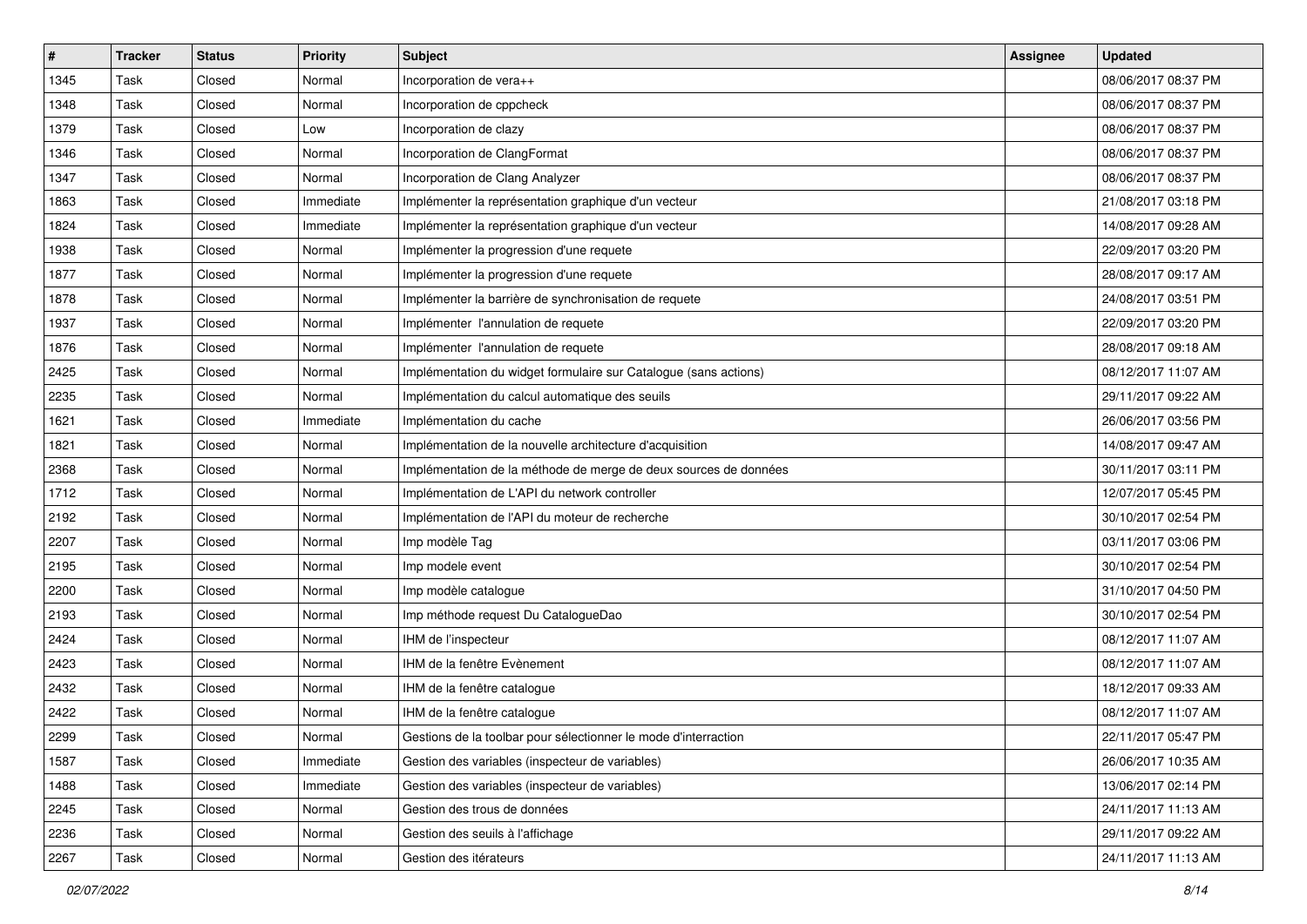| # | Tracker | Status | Priority | Subject | Assignee | Updated |
|---|---|---|---|---|---|---|
| 1345 | Task | Closed | Normal | Incorporation de vera++ | | 08/06/2017 08:37 PM |
| 1348 | Task | Closed | Normal | Incorporation de cppcheck | | 08/06/2017 08:37 PM |
| 1379 | Task | Closed | Low | Incorporation de clazy | | 08/06/2017 08:37 PM |
| 1346 | Task | Closed | Normal | Incorporation de ClangFormat | | 08/06/2017 08:37 PM |
| 1347 | Task | Closed | Normal | Incorporation de Clang Analyzer | | 08/06/2017 08:37 PM |
| 1863 | Task | Closed | Immediate | Implémenter la représentation graphique d'un vecteur | | 21/08/2017 03:18 PM |
| 1824 | Task | Closed | Immediate | Implémenter la représentation graphique d'un vecteur | | 14/08/2017 09:28 AM |
| 1938 | Task | Closed | Normal | Implémenter la progression d'une requete | | 22/09/2017 03:20 PM |
| 1877 | Task | Closed | Normal | Implémenter la progression d'une requete | | 28/08/2017 09:17 AM |
| 1878 | Task | Closed | Normal | Implémenter la barrière de synchronisation de requete | | 24/08/2017 03:51 PM |
| 1937 | Task | Closed | Normal | Implémenter l'annulation de requete | | 22/09/2017 03:20 PM |
| 1876 | Task | Closed | Normal | Implémenter l'annulation de requete | | 28/08/2017 09:18 AM |
| 2425 | Task | Closed | Normal | Implémentation du widget formulaire sur Catalogue (sans actions) | | 08/12/2017 11:07 AM |
| 2235 | Task | Closed | Normal | Implémentation du calcul automatique des seuils | | 29/11/2017 09:22 AM |
| 1621 | Task | Closed | Immediate | Implémentation du cache | | 26/06/2017 03:56 PM |
| 1821 | Task | Closed | Normal | Implémentation de la nouvelle architecture d'acquisition | | 14/08/2017 09:47 AM |
| 2368 | Task | Closed | Normal | Implémentation de la méthode de merge de deux sources de données | | 30/11/2017 03:11 PM |
| 1712 | Task | Closed | Normal | Implémentation de L'API du network controller | | 12/07/2017 05:45 PM |
| 2192 | Task | Closed | Normal | Implémentation de l'API du moteur de recherche | | 30/10/2017 02:54 PM |
| 2207 | Task | Closed | Normal | Imp modèle Tag | | 03/11/2017 03:06 PM |
| 2195 | Task | Closed | Normal | Imp modele event | | 30/10/2017 02:54 PM |
| 2200 | Task | Closed | Normal | Imp modèle catalogue | | 31/10/2017 04:50 PM |
| 2193 | Task | Closed | Normal | Imp méthode request Du CatalogueDao | | 30/10/2017 02:54 PM |
| 2424 | Task | Closed | Normal | IHM de l'inspecteur | | 08/12/2017 11:07 AM |
| 2423 | Task | Closed | Normal | IHM de la fenêtre Evènement | | 08/12/2017 11:07 AM |
| 2432 | Task | Closed | Normal | IHM de la fenêtre catalogue | | 18/12/2017 09:33 AM |
| 2422 | Task | Closed | Normal | IHM de la fenêtre catalogue | | 08/12/2017 11:07 AM |
| 2299 | Task | Closed | Normal | Gestions de la toolbar pour sélectionner le mode d'interraction | | 22/11/2017 05:47 PM |
| 1587 | Task | Closed | Immediate | Gestion des variables (inspecteur de variables) | | 26/06/2017 10:35 AM |
| 1488 | Task | Closed | Immediate | Gestion des variables (inspecteur de variables) | | 13/06/2017 02:14 PM |
| 2245 | Task | Closed | Normal | Gestion des trous de données | | 24/11/2017 11:13 AM |
| 2236 | Task | Closed | Normal | Gestion des seuils à l'affichage | | 29/11/2017 09:22 AM |
| 2267 | Task | Closed | Normal | Gestion des itérateurs | | 24/11/2017 11:13 AM |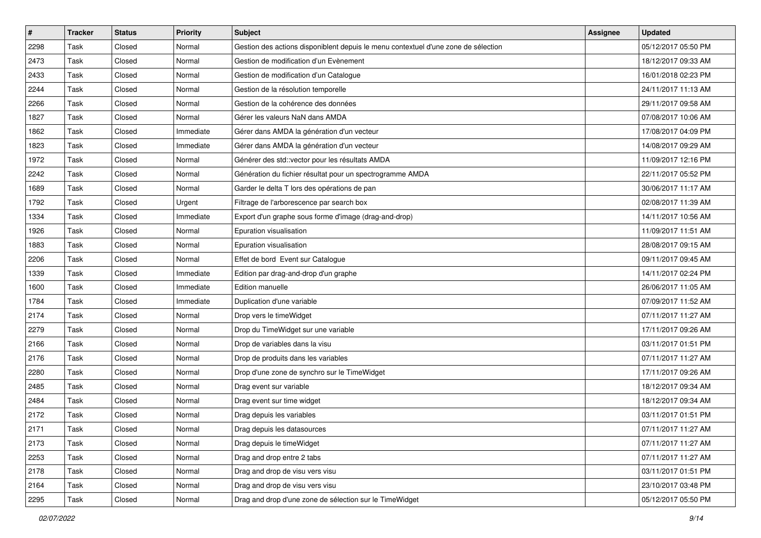| # | Tracker | Status | Priority | Subject | Assignee | Updated |
|---|---|---|---|---|---|---|
| 2298 | Task | Closed | Normal | Gestion des actions disponiblent depuis le menu contextuel d'une zone de sélection | | 05/12/2017 05:50 PM |
| 2473 | Task | Closed | Normal | Gestion de modification d'un Evènement | | 18/12/2017 09:33 AM |
| 2433 | Task | Closed | Normal | Gestion de modification d'un Catalogue | | 16/01/2018 02:23 PM |
| 2244 | Task | Closed | Normal | Gestion de la résolution temporelle | | 24/11/2017 11:13 AM |
| 2266 | Task | Closed | Normal | Gestion de la cohérence des données | | 29/11/2017 09:58 AM |
| 1827 | Task | Closed | Normal | Gérer les valeurs NaN dans AMDA | | 07/08/2017 10:06 AM |
| 1862 | Task | Closed | Immediate | Gérer dans AMDA la génération d'un vecteur | | 17/08/2017 04:09 PM |
| 1823 | Task | Closed | Immediate | Gérer dans AMDA la génération d'un vecteur | | 14/08/2017 09:29 AM |
| 1972 | Task | Closed | Normal | Générer des std::vector pour les résultats AMDA | | 11/09/2017 12:16 PM |
| 2242 | Task | Closed | Normal | Génération du fichier résultat pour un spectrogramme AMDA | | 22/11/2017 05:52 PM |
| 1689 | Task | Closed | Normal | Garder le delta T lors des opérations de pan | | 30/06/2017 11:17 AM |
| 1792 | Task | Closed | Urgent | Filtrage de l'arborescence par search box | | 02/08/2017 11:39 AM |
| 1334 | Task | Closed | Immediate | Export d'un graphe sous forme d'image (drag-and-drop) | | 14/11/2017 10:56 AM |
| 1926 | Task | Closed | Normal | Epuration visualisation | | 11/09/2017 11:51 AM |
| 1883 | Task | Closed | Normal | Epuration visualisation | | 28/08/2017 09:15 AM |
| 2206 | Task | Closed | Normal | Effet de bord Event sur Catalogue | | 09/11/2017 09:45 AM |
| 1339 | Task | Closed | Immediate | Edition par drag-and-drop d'un graphe | | 14/11/2017 02:24 PM |
| 1600 | Task | Closed | Immediate | Edition manuelle | | 26/06/2017 11:05 AM |
| 1784 | Task | Closed | Immediate | Duplication d'une variable | | 07/09/2017 11:52 AM |
| 2174 | Task | Closed | Normal | Drop vers le timeWidget | | 07/11/2017 11:27 AM |
| 2279 | Task | Closed | Normal | Drop du TimeWidget sur une variable | | 17/11/2017 09:26 AM |
| 2166 | Task | Closed | Normal | Drop de variables dans la visu | | 03/11/2017 01:51 PM |
| 2176 | Task | Closed | Normal | Drop de produits dans les variables | | 07/11/2017 11:27 AM |
| 2280 | Task | Closed | Normal | Drop d'une zone de synchro sur le TimeWidget | | 17/11/2017 09:26 AM |
| 2485 | Task | Closed | Normal | Drag event sur variable | | 18/12/2017 09:34 AM |
| 2484 | Task | Closed | Normal | Drag event sur time widget | | 18/12/2017 09:34 AM |
| 2172 | Task | Closed | Normal | Drag depuis les variables | | 03/11/2017 01:51 PM |
| 2171 | Task | Closed | Normal | Drag depuis les datasources | | 07/11/2017 11:27 AM |
| 2173 | Task | Closed | Normal | Drag depuis le timeWidget | | 07/11/2017 11:27 AM |
| 2253 | Task | Closed | Normal | Drag and drop entre 2 tabs | | 07/11/2017 11:27 AM |
| 2178 | Task | Closed | Normal | Drag and drop de visu vers visu | | 03/11/2017 01:51 PM |
| 2164 | Task | Closed | Normal | Drag and drop de visu vers visu | | 23/10/2017 03:48 PM |
| 2295 | Task | Closed | Normal | Drag and drop d'une zone de sélection sur le TimeWidget | | 05/12/2017 05:50 PM |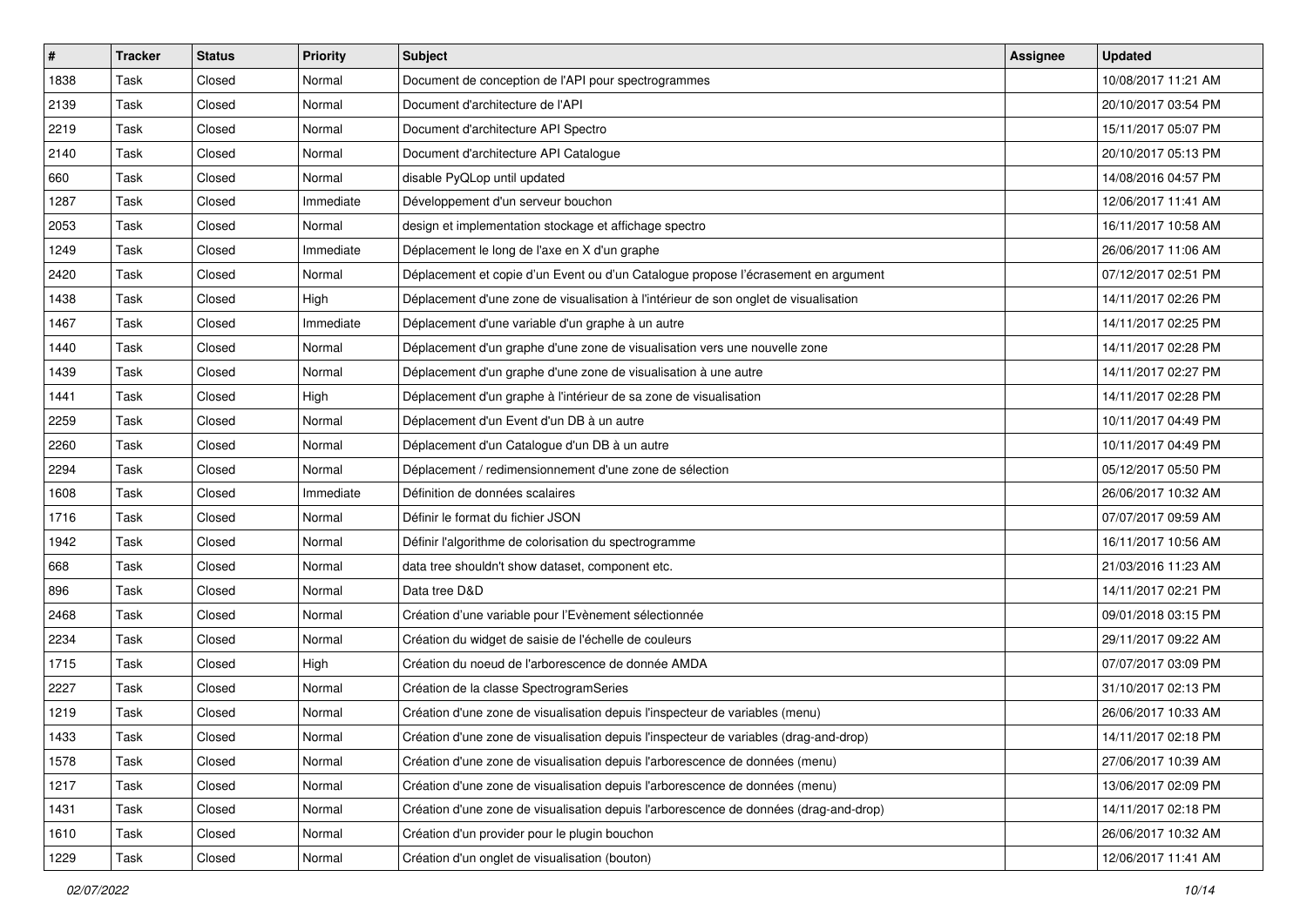| # | Tracker | Status | Priority | Subject | Assignee | Updated |
|---|---|---|---|---|---|---|
| 1838 | Task | Closed | Normal | Document de conception de l'API pour spectrogrammes | | 10/08/2017 11:21 AM |
| 2139 | Task | Closed | Normal | Document d'architecture de l'API | | 20/10/2017 03:54 PM |
| 2219 | Task | Closed | Normal | Document d'architecture API Spectro | | 15/11/2017 05:07 PM |
| 2140 | Task | Closed | Normal | Document d'architecture API Catalogue | | 20/10/2017 05:13 PM |
| 660 | Task | Closed | Normal | disable PyQLop until updated | | 14/08/2016 04:57 PM |
| 1287 | Task | Closed | Immediate | Développement d'un serveur bouchon | | 12/06/2017 11:41 AM |
| 2053 | Task | Closed | Normal | design et implementation stockage et affichage spectro | | 16/11/2017 10:58 AM |
| 1249 | Task | Closed | Immediate | Déplacement le long de l'axe en X d'un graphe | | 26/06/2017 11:06 AM |
| 2420 | Task | Closed | Normal | Déplacement et copie d'un Event ou d'un Catalogue propose l'écrasement en argument | | 07/12/2017 02:51 PM |
| 1438 | Task | Closed | High | Déplacement d'une zone de visualisation à l'intérieur de son onglet de visualisation | | 14/11/2017 02:26 PM |
| 1467 | Task | Closed | Immediate | Déplacement d'une variable d'un graphe à un autre | | 14/11/2017 02:25 PM |
| 1440 | Task | Closed | Normal | Déplacement d'un graphe d'une zone de visualisation vers une nouvelle zone | | 14/11/2017 02:28 PM |
| 1439 | Task | Closed | Normal | Déplacement d'un graphe d'une zone de visualisation à une autre | | 14/11/2017 02:27 PM |
| 1441 | Task | Closed | High | Déplacement d'un graphe à l'intérieur de sa zone de visualisation | | 14/11/2017 02:28 PM |
| 2259 | Task | Closed | Normal | Déplacement d'un Event d'un DB à un autre | | 10/11/2017 04:49 PM |
| 2260 | Task | Closed | Normal | Déplacement d'un Catalogue d'un DB à un autre | | 10/11/2017 04:49 PM |
| 2294 | Task | Closed | Normal | Déplacement / redimensionnement d'une zone de sélection | | 05/12/2017 05:50 PM |
| 1608 | Task | Closed | Immediate | Définition de données scalaires | | 26/06/2017 10:32 AM |
| 1716 | Task | Closed | Normal | Définir le format du fichier JSON | | 07/07/2017 09:59 AM |
| 1942 | Task | Closed | Normal | Définir l'algorithme de colorisation du spectrogramme | | 16/11/2017 10:56 AM |
| 668 | Task | Closed | Normal | data tree shouldn't show dataset, component etc. | | 21/03/2016 11:23 AM |
| 896 | Task | Closed | Normal | Data tree D&D | | 14/11/2017 02:21 PM |
| 2468 | Task | Closed | Normal | Création d'une variable pour l'Evènement sélectionnée | | 09/01/2018 03:15 PM |
| 2234 | Task | Closed | Normal | Création du widget de saisie de l'échelle de couleurs | | 29/11/2017 09:22 AM |
| 1715 | Task | Closed | High | Création du noeud de l'arborescence de donnée AMDA | | 07/07/2017 03:09 PM |
| 2227 | Task | Closed | Normal | Création de la classe SpectrogramSeries | | 31/10/2017 02:13 PM |
| 1219 | Task | Closed | Normal | Création d'une zone de visualisation depuis l'inspecteur de variables (menu) | | 26/06/2017 10:33 AM |
| 1433 | Task | Closed | Normal | Création d'une zone de visualisation depuis l'inspecteur de variables (drag-and-drop) | | 14/11/2017 02:18 PM |
| 1578 | Task | Closed | Normal | Création d'une zone de visualisation depuis l'arborescence de données (menu) | | 27/06/2017 10:39 AM |
| 1217 | Task | Closed | Normal | Création d'une zone de visualisation depuis l'arborescence de données (menu) | | 13/06/2017 02:09 PM |
| 1431 | Task | Closed | Normal | Création d'une zone de visualisation depuis l'arborescence de données (drag-and-drop) | | 14/11/2017 02:18 PM |
| 1610 | Task | Closed | Normal | Création d'un provider pour le plugin bouchon | | 26/06/2017 10:32 AM |
| 1229 | Task | Closed | Normal | Création d'un onglet de visualisation (bouton) | | 12/06/2017 11:41 AM |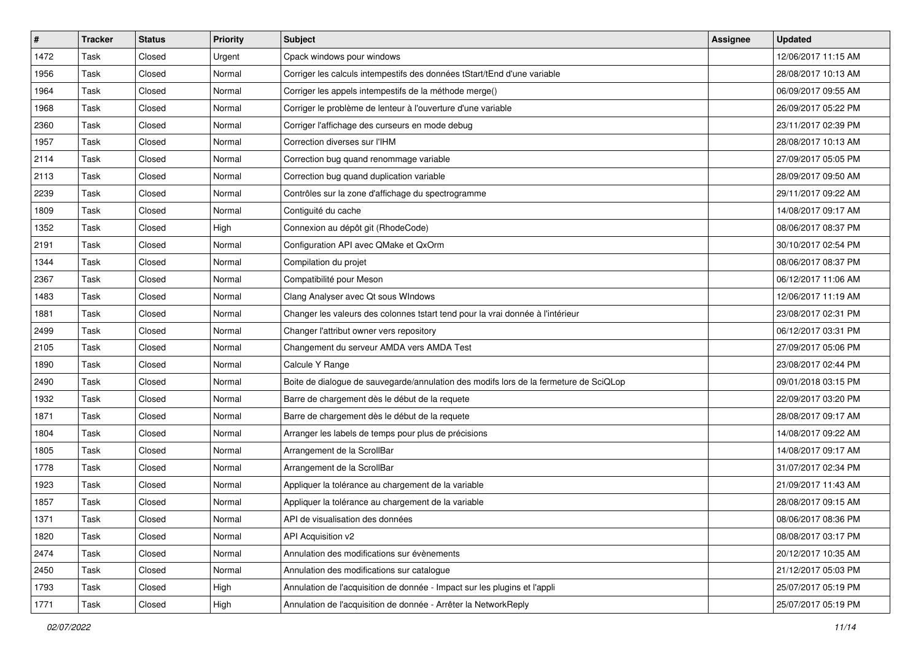| # | Tracker | Status | Priority | Subject | Assignee | Updated |
|---|---|---|---|---|---|---|
| 1472 | Task | Closed | Urgent | Cpack windows pour windows | | 12/06/2017 11:15 AM |
| 1956 | Task | Closed | Normal | Corriger les calculs intempestifs des données tStart/tEnd d'une variable | | 28/08/2017 10:13 AM |
| 1964 | Task | Closed | Normal | Corriger les appels intempestifs de la méthode merge() | | 06/09/2017 09:55 AM |
| 1968 | Task | Closed | Normal | Corriger le problème de lenteur à l'ouverture d'une variable | | 26/09/2017 05:22 PM |
| 2360 | Task | Closed | Normal | Corriger l'affichage des curseurs en mode debug | | 23/11/2017 02:39 PM |
| 1957 | Task | Closed | Normal | Correction diverses sur l'IHM | | 28/08/2017 10:13 AM |
| 2114 | Task | Closed | Normal | Correction bug quand renommage variable | | 27/09/2017 05:05 PM |
| 2113 | Task | Closed | Normal | Correction bug quand duplication variable | | 28/09/2017 09:50 AM |
| 2239 | Task | Closed | Normal | Contrôles sur la zone d'affichage du spectrogramme | | 29/11/2017 09:22 AM |
| 1809 | Task | Closed | Normal | Contiguité du cache | | 14/08/2017 09:17 AM |
| 1352 | Task | Closed | High | Connexion au dépôt git (RhodeCode) | | 08/06/2017 08:37 PM |
| 2191 | Task | Closed | Normal | Configuration API avec QMake et QxOrm | | 30/10/2017 02:54 PM |
| 1344 | Task | Closed | Normal | Compilation du projet | | 08/06/2017 08:37 PM |
| 2367 | Task | Closed | Normal | Compatibilité pour Meson | | 06/12/2017 11:06 AM |
| 1483 | Task | Closed | Normal | Clang Analyser avec Qt sous WIndows | | 12/06/2017 11:19 AM |
| 1881 | Task | Closed | Normal | Changer les valeurs des colonnes tstart tend pour la vrai donnée à l'intérieur | | 23/08/2017 02:31 PM |
| 2499 | Task | Closed | Normal | Changer l'attribut owner vers repository | | 06/12/2017 03:31 PM |
| 2105 | Task | Closed | Normal | Changement du serveur AMDA vers AMDA Test | | 27/09/2017 05:06 PM |
| 1890 | Task | Closed | Normal | Calcule Y Range | | 23/08/2017 02:44 PM |
| 2490 | Task | Closed | Normal | Boite de dialogue de sauvegarde/annulation des modifs lors de la fermeture de SciQLop | | 09/01/2018 03:15 PM |
| 1932 | Task | Closed | Normal | Barre de chargement dès le début de la requete | | 22/09/2017 03:20 PM |
| 1871 | Task | Closed | Normal | Barre de chargement dès le début de la requete | | 28/08/2017 09:17 AM |
| 1804 | Task | Closed | Normal | Arranger les labels de temps pour plus de précisions | | 14/08/2017 09:22 AM |
| 1805 | Task | Closed | Normal | Arrangement de la ScrollBar | | 14/08/2017 09:17 AM |
| 1778 | Task | Closed | Normal | Arrangement de la ScrollBar | | 31/07/2017 02:34 PM |
| 1923 | Task | Closed | Normal | Appliquer la tolérance au chargement de la variable | | 21/09/2017 11:43 AM |
| 1857 | Task | Closed | Normal | Appliquer la tolérance au chargement de la variable | | 28/08/2017 09:15 AM |
| 1371 | Task | Closed | Normal | API de visualisation des données | | 08/06/2017 08:36 PM |
| 1820 | Task | Closed | Normal | API Acquisition v2 | | 08/08/2017 03:17 PM |
| 2474 | Task | Closed | Normal | Annulation des modifications sur évènements | | 20/12/2017 10:35 AM |
| 2450 | Task | Closed | Normal | Annulation des modifications sur catalogue | | 21/12/2017 05:03 PM |
| 1793 | Task | Closed | High | Annulation de l'acquisition de donnée - Impact sur les plugins et l'appli | | 25/07/2017 05:19 PM |
| 1771 | Task | Closed | High | Annulation de l'acquisition de donnée - Arrêter la NetworkReply | | 25/07/2017 05:19 PM |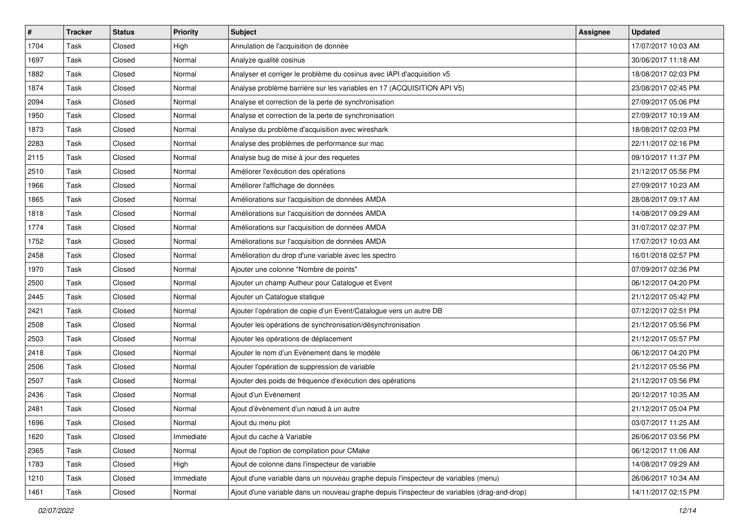| # | Tracker | Status | Priority | Subject | Assignee | Updated |
|---|---|---|---|---|---|---|
| 1704 | Task | Closed | High | Annulation de l'acquisition de donnée | | 17/07/2017 10:03 AM |
| 1697 | Task | Closed | Normal | Analyze qualité cosinus | | 30/06/2017 11:18 AM |
| 1882 | Task | Closed | Normal | Analyser et corriger le problème du cosinus avec lAPI d'acquisition v5 | | 18/08/2017 02:03 PM |
| 1874 | Task | Closed | Normal | Analyse problème barrière sur les variables en 17 (ACQUISITION API V5) | | 23/08/2017 02:45 PM |
| 2094 | Task | Closed | Normal | Analyse et correction de la perte de synchronisation | | 27/09/2017 05:06 PM |
| 1950 | Task | Closed | Normal | Analyse et correction de la perte de synchronisation | | 27/09/2017 10:19 AM |
| 1873 | Task | Closed | Normal | Analyse du problème d'acquisition avec wireshark | | 18/08/2017 02:03 PM |
| 2283 | Task | Closed | Normal | Analyse des problèmes de performance sur mac | | 22/11/2017 02:16 PM |
| 2115 | Task | Closed | Normal | Analyse bug de mise à jour des requetes | | 09/10/2017 11:37 PM |
| 2510 | Task | Closed | Normal | Améliorer l'exécution des opérations | | 21/12/2017 05:56 PM |
| 1966 | Task | Closed | Normal | Améliorer l'affichage de données | | 27/09/2017 10:23 AM |
| 1865 | Task | Closed | Normal | Améliorations sur l'acquisition de données AMDA | | 28/08/2017 09:17 AM |
| 1818 | Task | Closed | Normal | Améliorations sur l'acquisition de données AMDA | | 14/08/2017 09:29 AM |
| 1774 | Task | Closed | Normal | Améliorations sur l'acquisition de données AMDA | | 31/07/2017 02:37 PM |
| 1752 | Task | Closed | Normal | Améliorations sur l'acquisition de données AMDA | | 17/07/2017 10:03 AM |
| 2458 | Task | Closed | Normal | Amélioration du drop d'une variable avec les spectro | | 16/01/2018 02:57 PM |
| 1970 | Task | Closed | Normal | Ajouter une colonne "Nombre de points" | | 07/09/2017 02:36 PM |
| 2500 | Task | Closed | Normal | Ajouter un champ Autheur pour Catalogue et Event | | 06/12/2017 04:20 PM |
| 2445 | Task | Closed | Normal | Ajouter un Catalogue statique | | 21/12/2017 05:42 PM |
| 2421 | Task | Closed | Normal | Ajouter l'opération de copie d'un Event/Catalogue vers un autre DB | | 07/12/2017 02:51 PM |
| 2508 | Task | Closed | Normal | Ajouter les opérations de synchronisation/désynchronisation | | 21/12/2017 05:56 PM |
| 2503 | Task | Closed | Normal | Ajouter les opérations de déplacement | | 21/12/2017 05:57 PM |
| 2418 | Task | Closed | Normal | Ajouter le nom d'un Evènement dans le modèle | | 06/12/2017 04:20 PM |
| 2506 | Task | Closed | Normal | Ajouter l'opération de suppression de variable | | 21/12/2017 05:56 PM |
| 2507 | Task | Closed | Normal | Ajouter des poids de fréquence d'exécution des opérations | | 21/12/2017 05:56 PM |
| 2436 | Task | Closed | Normal | Ajout d'un Evènement | | 20/12/2017 10:35 AM |
| 2481 | Task | Closed | Normal | Ajout d'évènement d'un nœud à un autre | | 21/12/2017 05:04 PM |
| 1696 | Task | Closed | Normal | Ajout du menu plot | | 03/07/2017 11:25 AM |
| 1620 | Task | Closed | Immediate | Ajout du cache à Variable | | 26/06/2017 03:56 PM |
| 2365 | Task | Closed | Normal | Ajout de l'option de compilation pour CMake | | 06/12/2017 11:06 AM |
| 1783 | Task | Closed | High | Ajout de colonne dans l'inspecteur de variable | | 14/08/2017 09:29 AM |
| 1210 | Task | Closed | Immediate | Ajout d'une variable dans un nouveau graphe depuis l'inspecteur de variables (menu) | | 26/06/2017 10:34 AM |
| 1461 | Task | Closed | Normal | Ajout d'une variable dans un nouveau graphe depuis l'inspecteur de variables (drag-and-drop) | | 14/11/2017 02:15 PM |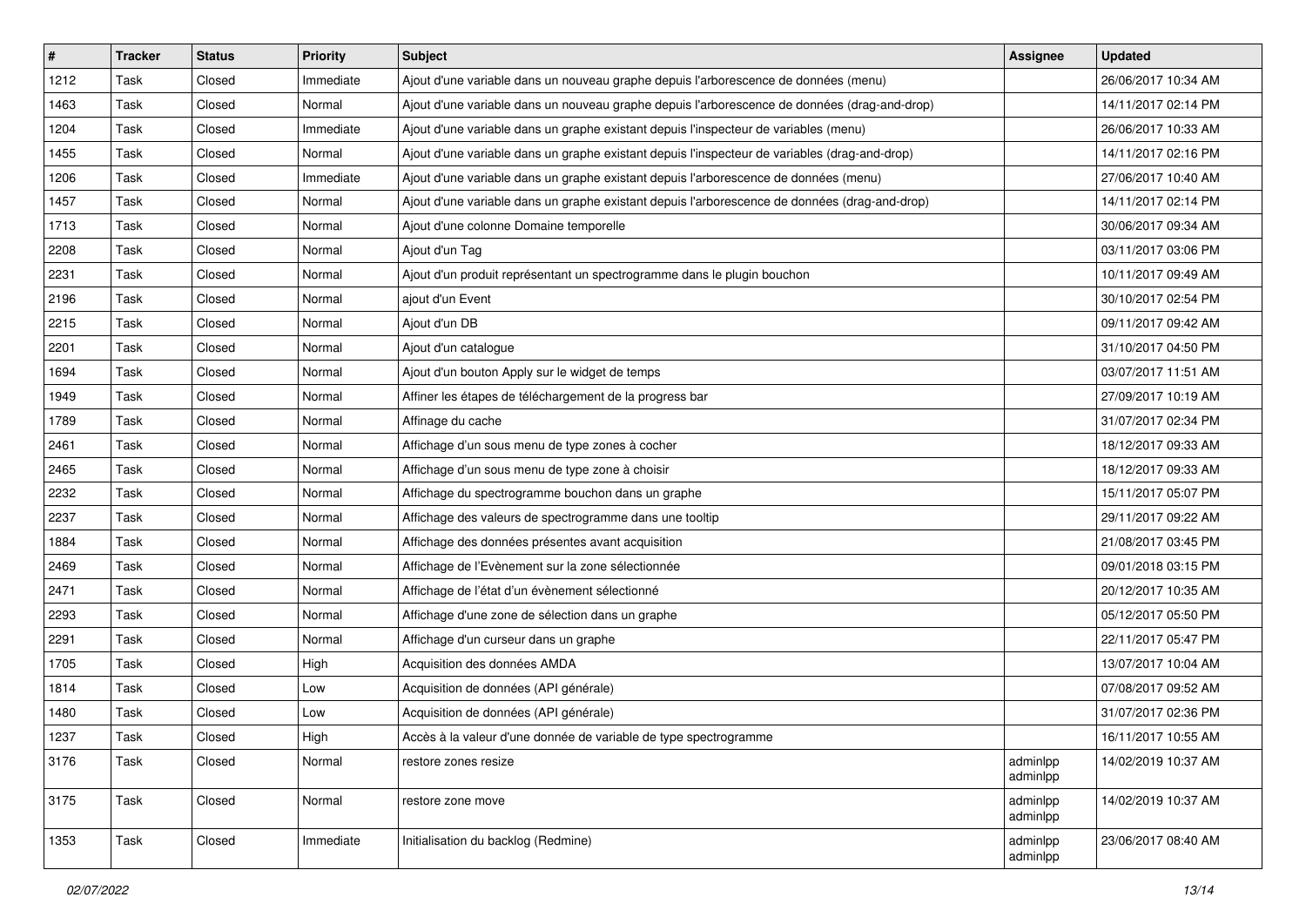| # | Tracker | Status | Priority | Subject | Assignee | Updated |
|---|---|---|---|---|---|---|
| 1212 | Task | Closed | Immediate | Ajout d'une variable dans un nouveau graphe depuis l'arborescence de données (menu) | | 26/06/2017 10:34 AM |
| 1463 | Task | Closed | Normal | Ajout d'une variable dans un nouveau graphe depuis l'arborescence de données (drag-and-drop) | | 14/11/2017 02:14 PM |
| 1204 | Task | Closed | Immediate | Ajout d'une variable dans un graphe existant depuis l'inspecteur de variables (menu) | | 26/06/2017 10:33 AM |
| 1455 | Task | Closed | Normal | Ajout d'une variable dans un graphe existant depuis l'inspecteur de variables (drag-and-drop) | | 14/11/2017 02:16 PM |
| 1206 | Task | Closed | Immediate | Ajout d'une variable dans un graphe existant depuis l'arborescence de données (menu) | | 27/06/2017 10:40 AM |
| 1457 | Task | Closed | Normal | Ajout d'une variable dans un graphe existant depuis l'arborescence de données (drag-and-drop) | | 14/11/2017 02:14 PM |
| 1713 | Task | Closed | Normal | Ajout d'une colonne Domaine temporelle | | 30/06/2017 09:34 AM |
| 2208 | Task | Closed | Normal | Ajout d'un Tag | | 03/11/2017 03:06 PM |
| 2231 | Task | Closed | Normal | Ajout d'un produit représentant un spectrogramme dans le plugin bouchon | | 10/11/2017 09:49 AM |
| 2196 | Task | Closed | Normal | ajout d'un Event | | 30/10/2017 02:54 PM |
| 2215 | Task | Closed | Normal | Ajout d'un DB | | 09/11/2017 09:42 AM |
| 2201 | Task | Closed | Normal | Ajout d'un catalogue | | 31/10/2017 04:50 PM |
| 1694 | Task | Closed | Normal | Ajout d'un bouton Apply sur le widget de temps | | 03/07/2017 11:51 AM |
| 1949 | Task | Closed | Normal | Affiner les étapes de téléchargement de la progress bar | | 27/09/2017 10:19 AM |
| 1789 | Task | Closed | Normal | Affinage du cache | | 31/07/2017 02:34 PM |
| 2461 | Task | Closed | Normal | Affichage d'un sous menu de type zones à cocher | | 18/12/2017 09:33 AM |
| 2465 | Task | Closed | Normal | Affichage d'un sous menu de type zone à choisir | | 18/12/2017 09:33 AM |
| 2232 | Task | Closed | Normal | Affichage du spectrogramme bouchon dans un graphe | | 15/11/2017 05:07 PM |
| 2237 | Task | Closed | Normal | Affichage des valeurs de spectrogramme dans une tooltip | | 29/11/2017 09:22 AM |
| 1884 | Task | Closed | Normal | Affichage des données présentes avant acquisition | | 21/08/2017 03:45 PM |
| 2469 | Task | Closed | Normal | Affichage de l'Evènement sur la zone sélectionnée | | 09/01/2018 03:15 PM |
| 2471 | Task | Closed | Normal | Affichage de l'état d'un évènement sélectionné | | 20/12/2017 10:35 AM |
| 2293 | Task | Closed | Normal | Affichage d'une zone de sélection dans un graphe | | 05/12/2017 05:50 PM |
| 2291 | Task | Closed | Normal | Affichage d'un curseur dans un graphe | | 22/11/2017 05:47 PM |
| 1705 | Task | Closed | High | Acquisition des données AMDA | | 13/07/2017 10:04 AM |
| 1814 | Task | Closed | Low | Acquisition de données (API générale) | | 07/08/2017 09:52 AM |
| 1480 | Task | Closed | Low | Acquisition de données (API générale) | | 31/07/2017 02:36 PM |
| 1237 | Task | Closed | High | Accès à la valeur d'une donnée de variable de type spectrogramme | | 16/11/2017 10:55 AM |
| 3176 | Task | Closed | Normal | restore zones resize | adminlpp adminlpp | 14/02/2019 10:37 AM |
| 3175 | Task | Closed | Normal | restore zone move | adminlpp adminlpp | 14/02/2019 10:37 AM |
| 1353 | Task | Closed | Immediate | Initialisation du backlog (Redmine) | adminlpp adminlpp | 23/06/2017 08:40 AM |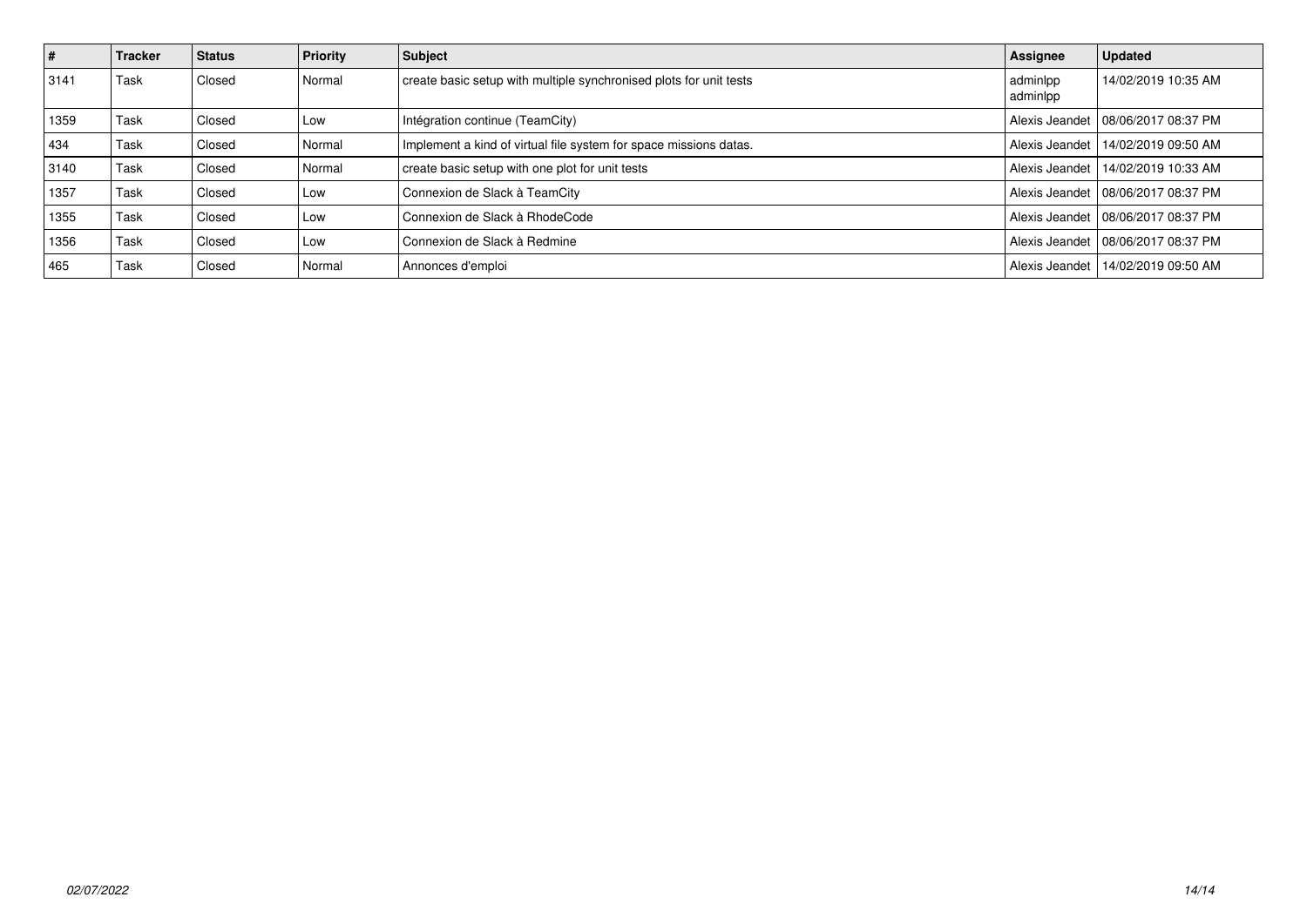| # | Tracker | Status | Priority | Subject | Assignee | Updated |
|---|---|---|---|---|---|---|
| 3141 | Task | Closed | Normal | create basic setup with multiple synchronised plots for unit tests | adminlpp adminlpp | 14/02/2019 10:35 AM |
| 1359 | Task | Closed | Low | Intégration continue (TeamCity) | Alexis Jeandet | 08/06/2017 08:37 PM |
| 434 | Task | Closed | Normal | Implement a kind of virtual file system for space missions datas. | Alexis Jeandet | 14/02/2019 09:50 AM |
| 3140 | Task | Closed | Normal | create basic setup with one plot for unit tests | Alexis Jeandet | 14/02/2019 10:33 AM |
| 1357 | Task | Closed | Low | Connexion de Slack à TeamCity | Alexis Jeandet | 08/06/2017 08:37 PM |
| 1355 | Task | Closed | Low | Connexion de Slack à RhodeCode | Alexis Jeandet | 08/06/2017 08:37 PM |
| 1356 | Task | Closed | Low | Connexion de Slack à Redmine | Alexis Jeandet | 08/06/2017 08:37 PM |
| 465 | Task | Closed | Normal | Annonces d'emploi | Alexis Jeandet | 14/02/2019 09:50 AM |